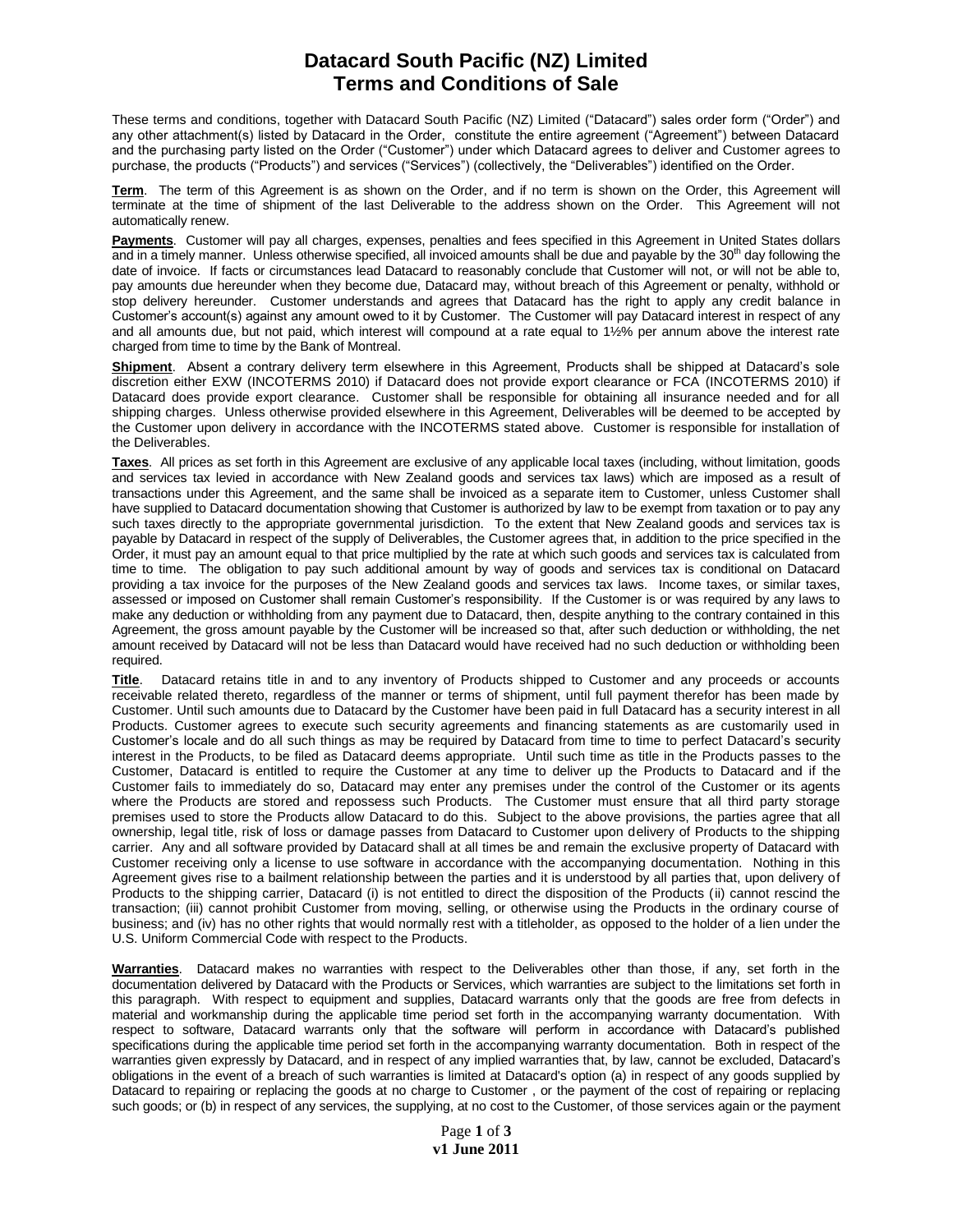# Datacard South Pacific (NZ) Limited
# Terms and Conditions of Sale

These terms and conditions, together with Datacard South Pacific (NZ) Limited ("Datacard") sales order form ("Order") and any other attachment(s) listed by Datacard in the Order, constitute the entire agreement ("Agreement") between Datacard and the purchasing party listed on the Order ("Customer") under which Datacard agrees to deliver and Customer agrees to purchase, the products ("Products") and services ("Services") (collectively, the "Deliverables") identified on the Order.

**Term**. The term of this Agreement is as shown on the Order, and if no term is shown on the Order, this Agreement will terminate at the time of shipment of the last Deliverable to the address shown on the Order. This Agreement will not automatically renew.

**Payments**. Customer will pay all charges, expenses, penalties and fees specified in this Agreement in United States dollars and in a timely manner. Unless otherwise specified, all invoiced amounts shall be due and payable by the 30th day following the date of invoice. If facts or circumstances lead Datacard to reasonably conclude that Customer will not, or will not be able to, pay amounts due hereunder when they become due, Datacard may, without breach of this Agreement or penalty, withhold or stop delivery hereunder. Customer understands and agrees that Datacard has the right to apply any credit balance in Customer's account(s) against any amount owed to it by Customer. The Customer will pay Datacard interest in respect of any and all amounts due, but not paid, which interest will compound at a rate equal to 1½% per annum above the interest rate charged from time to time by the Bank of Montreal.

**Shipment**. Absent a contrary delivery term elsewhere in this Agreement, Products shall be shipped at Datacard's sole discretion either EXW (INCOTERMS 2010) if Datacard does not provide export clearance or FCA (INCOTERMS 2010) if Datacard does provide export clearance. Customer shall be responsible for obtaining all insurance needed and for all shipping charges. Unless otherwise provided elsewhere in this Agreement, Deliverables will be deemed to be accepted by the Customer upon delivery in accordance with the INCOTERMS stated above. Customer is responsible for installation of the Deliverables.

**Taxes**. All prices as set forth in this Agreement are exclusive of any applicable local taxes (including, without limitation, goods and services tax levied in accordance with New Zealand goods and services tax laws) which are imposed as a result of transactions under this Agreement, and the same shall be invoiced as a separate item to Customer, unless Customer shall have supplied to Datacard documentation showing that Customer is authorized by law to be exempt from taxation or to pay any such taxes directly to the appropriate governmental jurisdiction. To the extent that New Zealand goods and services tax is payable by Datacard in respect of the supply of Deliverables, the Customer agrees that, in addition to the price specified in the Order, it must pay an amount equal to that price multiplied by the rate at which such goods and services tax is calculated from time to time. The obligation to pay such additional amount by way of goods and services tax is conditional on Datacard providing a tax invoice for the purposes of the New Zealand goods and services tax laws. Income taxes, or similar taxes, assessed or imposed on Customer shall remain Customer's responsibility. If the Customer is or was required by any laws to make any deduction or withholding from any payment due to Datacard, then, despite anything to the contrary contained in this Agreement, the gross amount payable by the Customer will be increased so that, after such deduction or withholding, the net amount received by Datacard will not be less than Datacard would have received had no such deduction or withholding been required.

**Title**. Datacard retains title in and to any inventory of Products shipped to Customer and any proceeds or accounts receivable related thereto, regardless of the manner or terms of shipment, until full payment therefor has been made by Customer. Until such amounts due to Datacard by the Customer have been paid in full Datacard has a security interest in all Products. Customer agrees to execute such security agreements and financing statements as are customarily used in Customer's locale and do all such things as may be required by Datacard from time to time to perfect Datacard's security interest in the Products, to be filed as Datacard deems appropriate. Until such time as title in the Products passes to the Customer, Datacard is entitled to require the Customer at any time to deliver up the Products to Datacard and if the Customer fails to immediately do so, Datacard may enter any premises under the control of the Customer or its agents where the Products are stored and repossess such Products. The Customer must ensure that all third party storage premises used to store the Products allow Datacard to do this. Subject to the above provisions, the parties agree that all ownership, legal title, risk of loss or damage passes from Datacard to Customer upon delivery of Products to the shipping carrier. Any and all software provided by Datacard shall at all times be and remain the exclusive property of Datacard with Customer receiving only a license to use software in accordance with the accompanying documentation. Nothing in this Agreement gives rise to a bailment relationship between the parties and it is understood by all parties that, upon delivery of Products to the shipping carrier, Datacard (i) is not entitled to direct the disposition of the Products (ii) cannot rescind the transaction; (iii) cannot prohibit Customer from moving, selling, or otherwise using the Products in the ordinary course of business; and (iv) has no other rights that would normally rest with a titleholder, as opposed to the holder of a lien under the U.S. Uniform Commercial Code with respect to the Products.

**Warranties**. Datacard makes no warranties with respect to the Deliverables other than those, if any, set forth in the documentation delivered by Datacard with the Products or Services, which warranties are subject to the limitations set forth in this paragraph. With respect to equipment and supplies, Datacard warrants only that the goods are free from defects in material and workmanship during the applicable time period set forth in the accompanying warranty documentation. With respect to software, Datacard warrants only that the software will perform in accordance with Datacard's published specifications during the applicable time period set forth in the accompanying warranty documentation. Both in respect of the warranties given expressly by Datacard, and in respect of any implied warranties that, by law, cannot be excluded, Datacard's obligations in the event of a breach of such warranties is limited at Datacard's option (a) in respect of any goods supplied by Datacard to repairing or replacing the goods at no charge to Customer , or the payment of the cost of repairing or replacing such goods; or (b) in respect of any services, the supplying, at no cost to the Customer, of those services again or the payment

v1 June 2011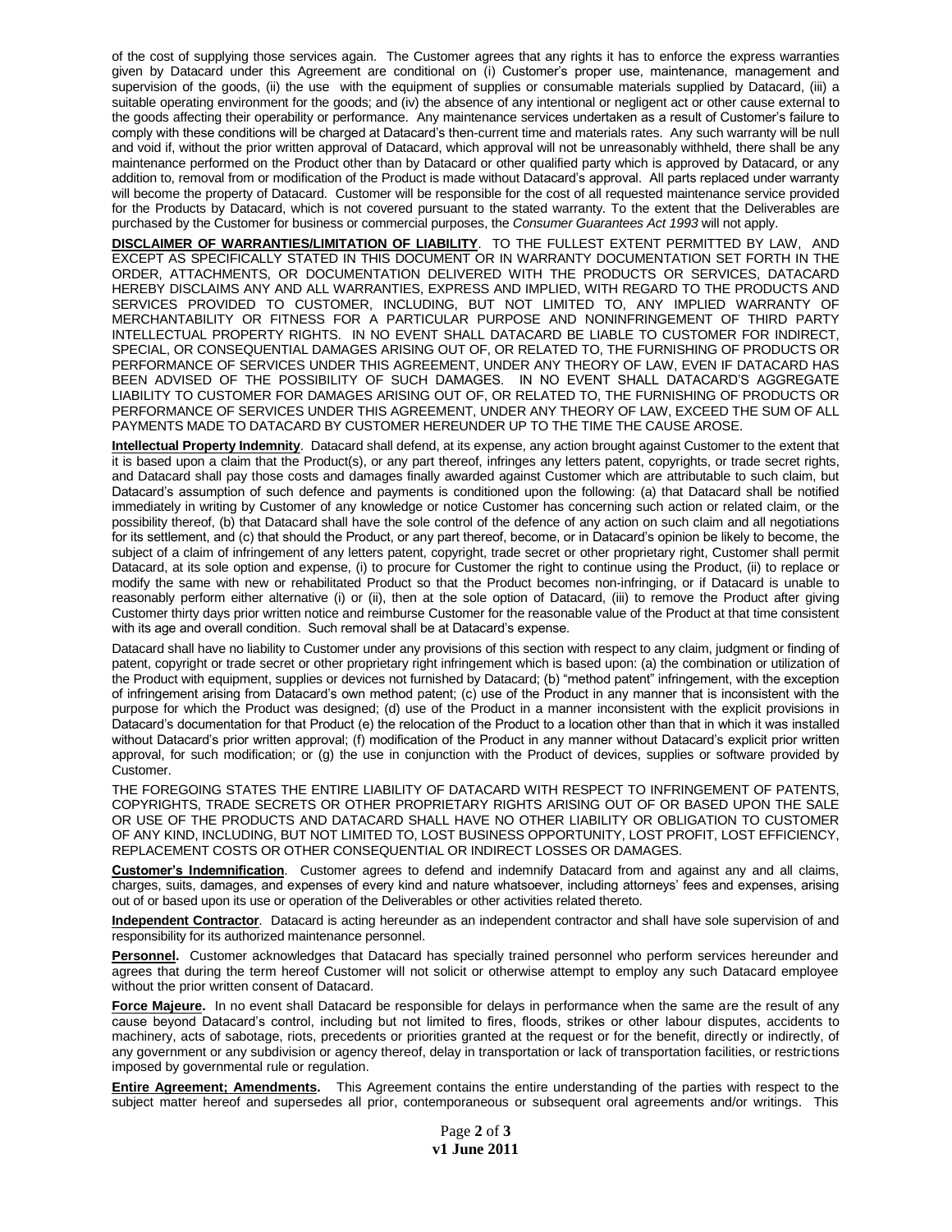of the cost of supplying those services again. The Customer agrees that any rights it has to enforce the express warranties given by Datacard under this Agreement are conditional on (i) Customer's proper use, maintenance, management and supervision of the goods, (ii) the use with the equipment of supplies or consumable materials supplied by Datacard, (iii) a suitable operating environment for the goods; and (iv) the absence of any intentional or negligent act or other cause external to the goods affecting their operability or performance. Any maintenance services undertaken as a result of Customer's failure to comply with these conditions will be charged at Datacard's then-current time and materials rates. Any such warranty will be null and void if, without the prior written approval of Datacard, which approval will not be unreasonably withheld, there shall be any maintenance performed on the Product other than by Datacard or other qualified party which is approved by Datacard, or any addition to, removal from or modification of the Product is made without Datacard's approval. All parts replaced under warranty will become the property of Datacard. Customer will be responsible for the cost of all requested maintenance service provided for the Products by Datacard, which is not covered pursuant to the stated warranty. To the extent that the Deliverables are purchased by the Customer for business or commercial purposes, the *Consumer Guarantees Act 1993* will not apply.

**DISCLAIMER OF WARRANTIES/LIMITATION OF LIABILITY**. TO THE FULLEST EXTENT PERMITTED BY LAW, AND EXCEPT AS SPECIFICALLY STATED IN THIS DOCUMENT OR IN WARRANTY DOCUMENTATION SET FORTH IN THE ORDER, ATTACHMENTS, OR DOCUMENTATION DELIVERED WITH THE PRODUCTS OR SERVICES, DATACARD HEREBY DISCLAIMS ANY AND ALL WARRANTIES, EXPRESS AND IMPLIED, WITH REGARD TO THE PRODUCTS AND SERVICES PROVIDED TO CUSTOMER, INCLUDING, BUT NOT LIMITED TO, ANY IMPLIED WARRANTY OF MERCHANTABILITY OR FITNESS FOR A PARTICULAR PURPOSE AND NONINFRINGEMENT OF THIRD PARTY INTELLECTUAL PROPERTY RIGHTS. IN NO EVENT SHALL DATACARD BE LIABLE TO CUSTOMER FOR INDIRECT, SPECIAL, OR CONSEQUENTIAL DAMAGES ARISING OUT OF, OR RELATED TO, THE FURNISHING OF PRODUCTS OR PERFORMANCE OF SERVICES UNDER THIS AGREEMENT, UNDER ANY THEORY OF LAW, EVEN IF DATACARD HAS BEEN ADVISED OF THE POSSIBILITY OF SUCH DAMAGES. IN NO EVENT SHALL DATACARD'S AGGREGATE LIABILITY TO CUSTOMER FOR DAMAGES ARISING OUT OF, OR RELATED TO, THE FURNISHING OF PRODUCTS OR PERFORMANCE OF SERVICES UNDER THIS AGREEMENT, UNDER ANY THEORY OF LAW, EXCEED THE SUM OF ALL PAYMENTS MADE TO DATACARD BY CUSTOMER HEREUNDER UP TO THE TIME THE CAUSE AROSE.

**Intellectual Property Indemnity**. Datacard shall defend, at its expense, any action brought against Customer to the extent that it is based upon a claim that the Product(s), or any part thereof, infringes any letters patent, copyrights, or trade secret rights, and Datacard shall pay those costs and damages finally awarded against Customer which are attributable to such claim, but Datacard's assumption of such defence and payments is conditioned upon the following: (a) that Datacard shall be notified immediately in writing by Customer of any knowledge or notice Customer has concerning such action or related claim, or the possibility thereof, (b) that Datacard shall have the sole control of the defence of any action on such claim and all negotiations for its settlement, and (c) that should the Product, or any part thereof, become, or in Datacard's opinion be likely to become, the subject of a claim of infringement of any letters patent, copyright, trade secret or other proprietary right, Customer shall permit Datacard, at its sole option and expense, (i) to procure for Customer the right to continue using the Product, (ii) to replace or modify the same with new or rehabilitated Product so that the Product becomes non-infringing, or if Datacard is unable to reasonably perform either alternative (i) or (ii), then at the sole option of Datacard, (iii) to remove the Product after giving Customer thirty days prior written notice and reimburse Customer for the reasonable value of the Product at that time consistent with its age and overall condition. Such removal shall be at Datacard's expense.

Datacard shall have no liability to Customer under any provisions of this section with respect to any claim, judgment or finding of patent, copyright or trade secret or other proprietary right infringement which is based upon: (a) the combination or utilization of the Product with equipment, supplies or devices not furnished by Datacard; (b) "method patent" infringement, with the exception of infringement arising from Datacard's own method patent; (c) use of the Product in any manner that is inconsistent with the purpose for which the Product was designed; (d) use of the Product in a manner inconsistent with the explicit provisions in Datacard's documentation for that Product (e) the relocation of the Product to a location other than that in which it was installed without Datacard's prior written approval; (f) modification of the Product in any manner without Datacard's explicit prior written approval, for such modification; or (g) the use in conjunction with the Product of devices, supplies or software provided by Customer.

THE FOREGOING STATES THE ENTIRE LIABILITY OF DATACARD WITH RESPECT TO INFRINGEMENT OF PATENTS, COPYRIGHTS, TRADE SECRETS OR OTHER PROPRIETARY RIGHTS ARISING OUT OF OR BASED UPON THE SALE OR USE OF THE PRODUCTS AND DATACARD SHALL HAVE NO OTHER LIABILITY OR OBLIGATION TO CUSTOMER OF ANY KIND, INCLUDING, BUT NOT LIMITED TO, LOST BUSINESS OPPORTUNITY, LOST PROFIT, LOST EFFICIENCY, REPLACEMENT COSTS OR OTHER CONSEQUENTIAL OR INDIRECT LOSSES OR DAMAGES.

**Customer's Indemnification**. Customer agrees to defend and indemnify Datacard from and against any and all claims, charges, suits, damages, and expenses of every kind and nature whatsoever, including attorneys' fees and expenses, arising out of or based upon its use or operation of the Deliverables or other activities related thereto.

**Independent Contractor**. Datacard is acting hereunder as an independent contractor and shall have sole supervision of and responsibility for its authorized maintenance personnel.

**Personnel.** Customer acknowledges that Datacard has specially trained personnel who perform services hereunder and agrees that during the term hereof Customer will not solicit or otherwise attempt to employ any such Datacard employee without the prior written consent of Datacard.

**Force Majeure.** In no event shall Datacard be responsible for delays in performance when the same are the result of any cause beyond Datacard's control, including but not limited to fires, floods, strikes or other labour disputes, accidents to machinery, acts of sabotage, riots, precedents or priorities granted at the request or for the benefit, directly or indirectly, of any government or any subdivision or agency thereof, delay in transportation or lack of transportation facilities, or restrictions imposed by governmental rule or regulation.

**Entire Agreement; Amendments.** This Agreement contains the entire understanding of the parties with respect to the subject matter hereof and supersedes all prior, contemporaneous or subsequent oral agreements and/or writings. This

**v1 June 2011**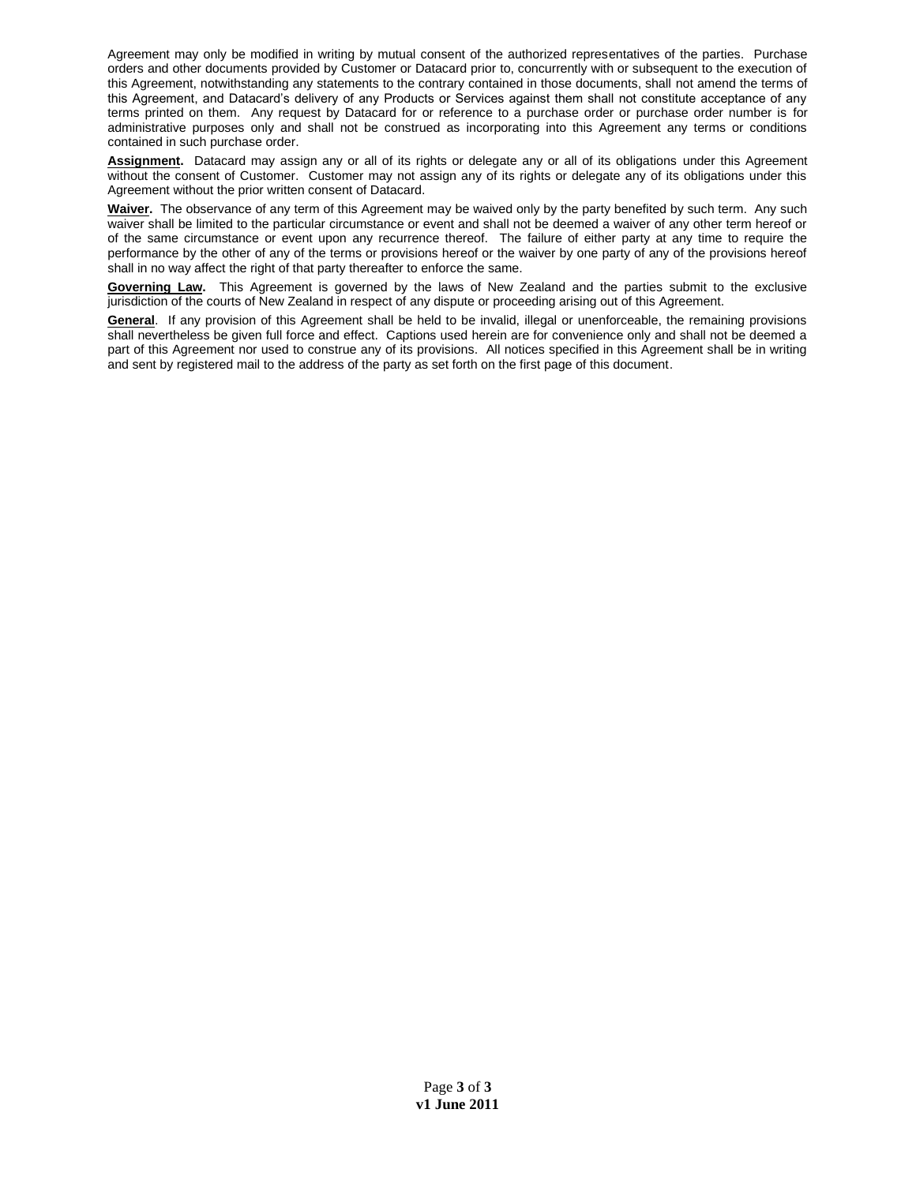Agreement may only be modified in writing by mutual consent of the authorized representatives of the parties. Purchase orders and other documents provided by Customer or Datacard prior to, concurrently with or subsequent to the execution of this Agreement, notwithstanding any statements to the contrary contained in those documents, shall not amend the terms of this Agreement, and Datacard's delivery of any Products or Services against them shall not constitute acceptance of any terms printed on them. Any request by Datacard for or reference to a purchase order or purchase order number is for administrative purposes only and shall not be construed as incorporating into this Agreement any terms or conditions contained in such purchase order.

**Assignment.** Datacard may assign any or all of its rights or delegate any or all of its obligations under this Agreement without the consent of Customer. Customer may not assign any of its rights or delegate any of its obligations under this Agreement without the prior written consent of Datacard.

**Waiver.** The observance of any term of this Agreement may be waived only by the party benefited by such term. Any such waiver shall be limited to the particular circumstance or event and shall not be deemed a waiver of any other term hereof or of the same circumstance or event upon any recurrence thereof. The failure of either party at any time to require the performance by the other of any of the terms or provisions hereof or the waiver by one party of any of the provisions hereof shall in no way affect the right of that party thereafter to enforce the same.

**Governing Law.** This Agreement is governed by the laws of New Zealand and the parties submit to the exclusive jurisdiction of the courts of New Zealand in respect of any dispute or proceeding arising out of this Agreement.

**General**. If any provision of this Agreement shall be held to be invalid, illegal or unenforceable, the remaining provisions shall nevertheless be given full force and effect. Captions used herein are for convenience only and shall not be deemed a part of this Agreement nor used to construe any of its provisions. All notices specified in this Agreement shall be in writing and sent by registered mail to the address of the party as set forth on the first page of this document.

**v1 June 2011**